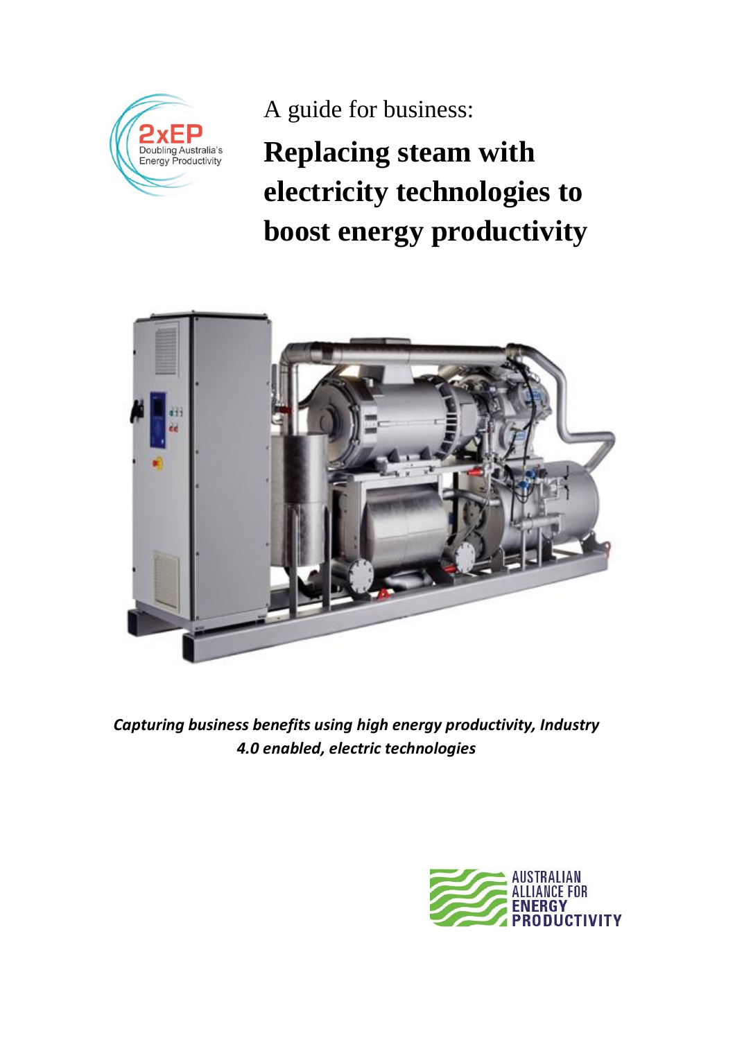2xEP
Doubling Australia's Energy Productivity

A guide for business:

# Replacing steam with electricity technologies to boost energy productivity

***Capturing business benefits using high energy productivity, Industry 4.0 enabled, electric technologies***

AUSTRALIAN ALLIANCE FOR ENERGY PRODUCTIVITY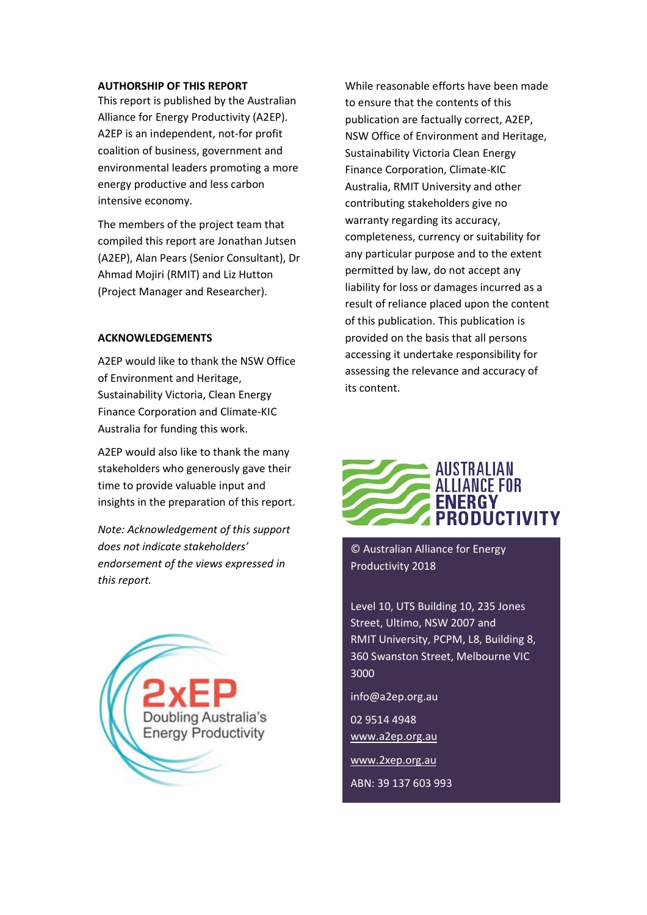**AUTHORSHIP OF THIS REPORT**

This report is published by the Australian Alliance for Energy Productivity (A2EP). A2EP is an independent, not-for profit coalition of business, government and environmental leaders promoting a more energy productive and less carbon intensive economy.

The members of the project team that compiled this report are Jonathan Jutsen (A2EP), Alan Pears (Senior Consultant), Dr Ahmad Mojiri (RMIT) and Liz Hutton (Project Manager and Researcher).

**ACKNOWLEDGEMENTS**

A2EP would like to thank the NSW Office of Environment and Heritage, Sustainability Victoria, Clean Energy Finance Corporation and Climate-KIC Australia for funding this work.

A2EP would also like to thank the many stakeholders who generously gave their time to provide valuable input and insights in the preparation of this report.

*Note: Acknowledgement of this support does not indicate stakeholders' endorsement of the views expressed in this report.*

2xEP

Doubling Australia's Energy Productivity

While reasonable efforts have been made to ensure that the contents of this publication are factually correct, A2EP, NSW Office of Environment and Heritage, Sustainability Victoria Clean Energy Finance Corporation, Climate-KIC Australia, RMIT University and other contributing stakeholders give no warranty regarding its accuracy, completeness, currency or suitability for any particular purpose and to the extent permitted by law, do not accept any liability for loss or damages incurred as a result of reliance placed upon the content of this publication. This publication is provided on the basis that all persons accessing it undertake responsibility for assessing the relevance and accuracy of its content.

AUSTRALIAN ALLIANCE FOR ENERGY PRODUCTIVITY

© Australian Alliance for Energy Productivity 2018

Level 10, UTS Building 10, 235 Jones Street, Ultimo, NSW 2007 and RMIT University, PCPM, L8, Building 8, 360 Swanston Street, Melbourne VIC 3000

info@a2ep.org.au

02 9514 4948

www.a2ep.org.au

www.2xep.org.au

ABN: 39 137 603 993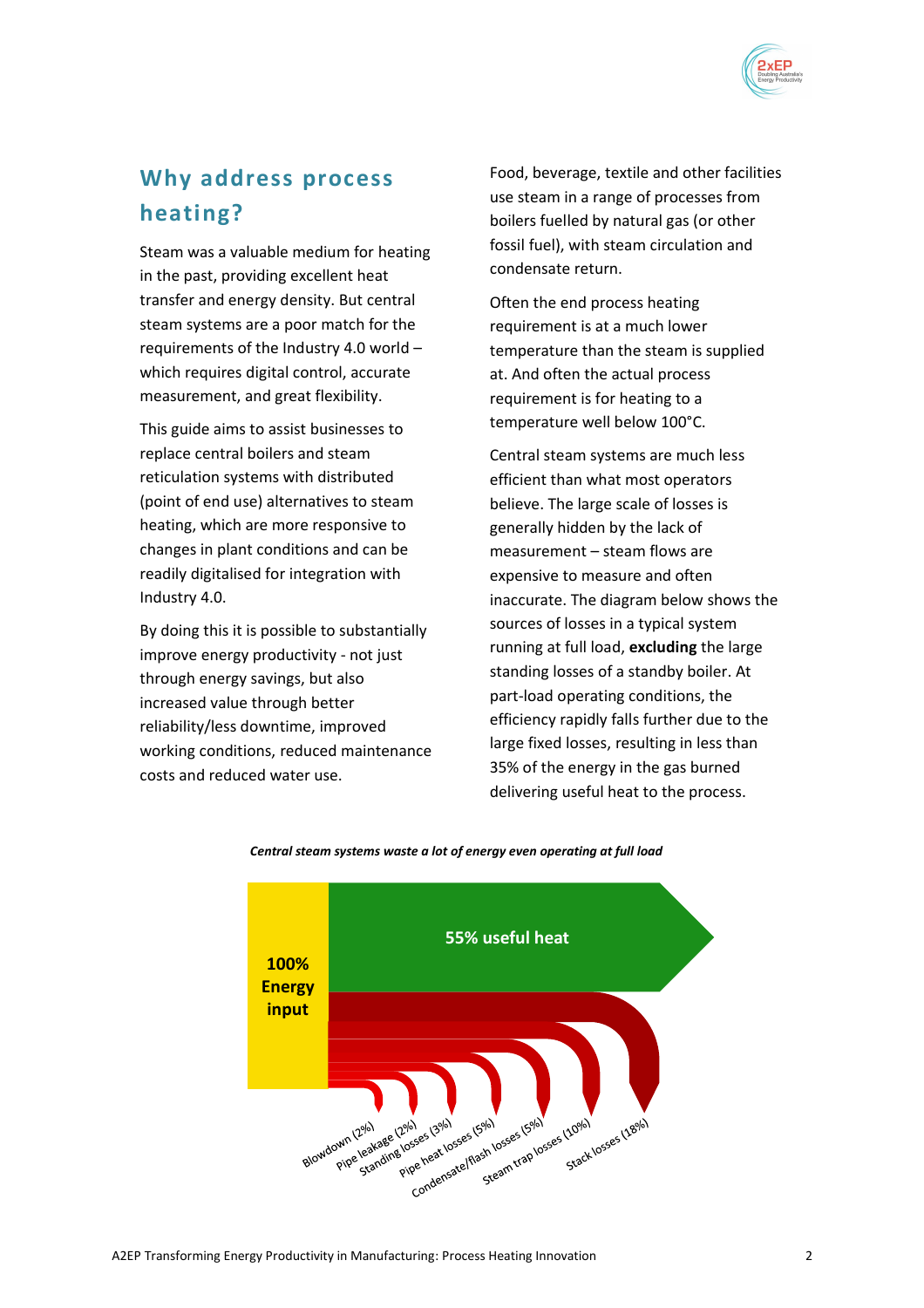## Why address process heating?

Steam was a valuable medium for heating in the past, providing excellent heat transfer and energy density. But central steam systems are a poor match for the requirements of the Industry 4.0 world – which requires digital control, accurate measurement, and great flexibility.

This guide aims to assist businesses to replace central boilers and steam reticulation systems with distributed (point of end use) alternatives to steam heating, which are more responsive to changes in plant conditions and can be readily digitalised for integration with Industry 4.0.

By doing this it is possible to substantially improve energy productivity - not just through energy savings, but also increased value through better reliability/less downtime, improved working conditions, reduced maintenance costs and reduced water use.

Food, beverage, textile and other facilities use steam in a range of processes from boilers fuelled by natural gas (or other fossil fuel), with steam circulation and condensate return.

Often the end process heating requirement is at a much lower temperature than the steam is supplied at. And often the actual process requirement is for heating to a temperature well below 100°C.

Central steam systems are much less efficient than what most operators believe. The large scale of losses is generally hidden by the lack of measurement – steam flows are expensive to measure and often inaccurate. The diagram below shows the sources of losses in a typical system running at full load, **excluding** the large standing losses of a standby boiler. At part-load operating conditions, the efficiency rapidly falls further due to the large fixed losses, resulting in less than 35% of the energy in the gas burned delivering useful heat to the process.

***Central steam systems waste a lot of energy even operating at full load***

100% Energy input

55% useful heat

Blowdown (2%)

Pipe leakage (2%)

Standing losses (3%)

Pipe heat losses (5%)

Condensate/flash losses (5%)

Steam trap losses (10%)

Stack losses (18%)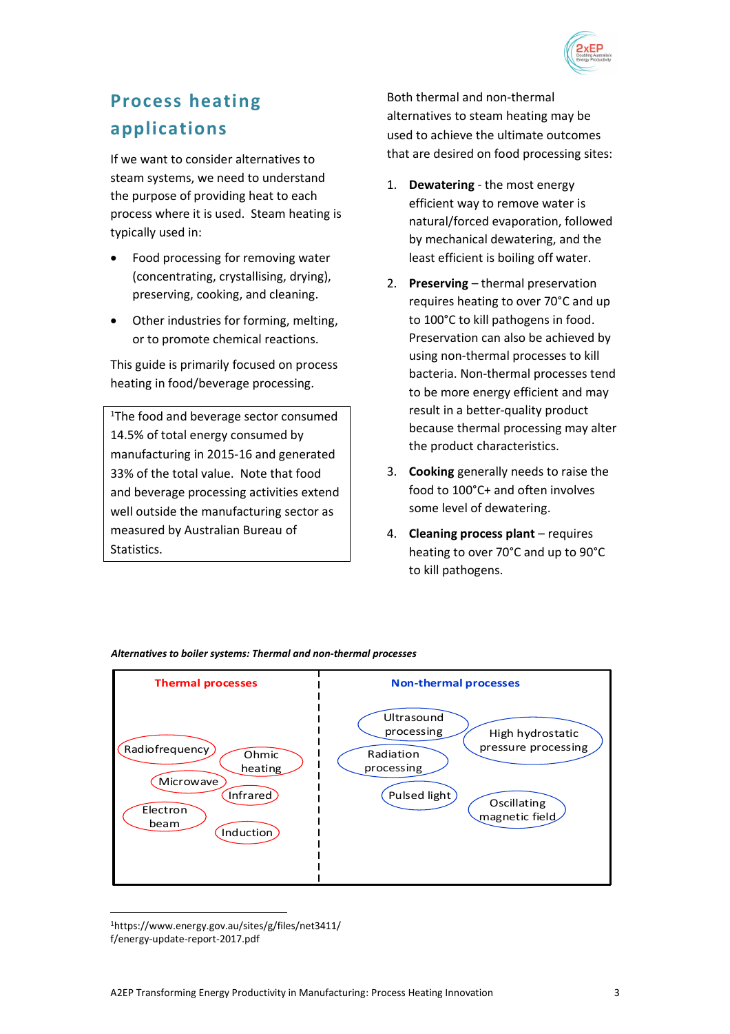## Process heating applications

If we want to consider alternatives to steam systems, we need to understand the purpose of providing heat to each process where it is used. Steam heating is typically used in:

- Food processing for removing water (concentrating, crystallising, drying), preserving, cooking, and cleaning.
- Other industries for forming, melting, or to promote chemical reactions.

This guide is primarily focused on process heating in food/beverage processing.

> [1]The food and beverage sector consumed 14.5% of total energy consumed by manufacturing in 2015-16 and generated 33% of the total value. Note that food and beverage processing activities extend well outside the manufacturing sector as measured by Australian Bureau of Statistics.

Both thermal and non-thermal alternatives to steam heating may be used to achieve the ultimate outcomes that are desired on food processing sites:

1. **Dewatering** - the most energy efficient way to remove water is natural/forced evaporation, followed by mechanical dewatering, and the least efficient is boiling off water.
2. **Preserving** – thermal preservation requires heating to over 70°C and up to 100°C to kill pathogens in food. Preservation can also be achieved by using non-thermal processes to kill bacteria. Non-thermal processes tend to be more energy efficient and may result in a better-quality product because thermal processing may alter the product characteristics.
3. **Cooking** generally needs to raise the food to 100°C+ and often involves some level of dewatering.
4. **Cleaning process plant** – requires heating to over 70°C and up to 90°C to kill pathogens.

***Alternatives to boiler systems: Thermal and non-thermal processes***

| Thermal processes | Non-thermal processes |
|---|---|
| Radiofrequency | Ultrasound processing |
| Ohmic heating | High hydrostatic pressure processing |
| Microwave | Radiation processing |
| Infrared | Pulsed light |
| Electron beam | Oscillating magnetic field |
| Induction | |

[1]https://www.energy.gov.au/sites/g/files/net3411/f/energy-update-report-2017.pdf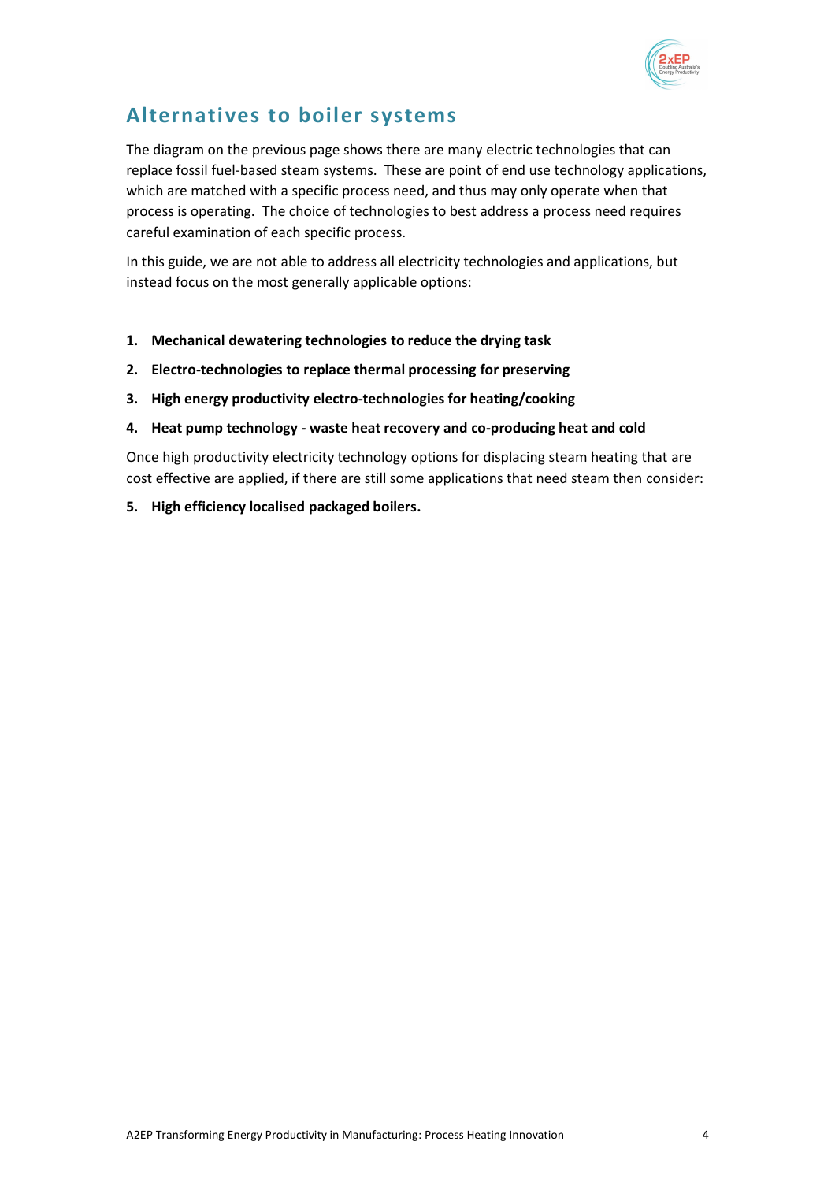## Alternatives to boiler systems

The diagram on the previous page shows there are many electric technologies that can replace fossil fuel-based steam systems. These are point of end use technology applications, which are matched with a specific process need, and thus may only operate when that process is operating. The choice of technologies to best address a process need requires careful examination of each specific process.

In this guide, we are not able to address all electricity technologies and applications, but instead focus on the most generally applicable options:

1. **Mechanical dewatering technologies to reduce the drying task**
2. **Electro-technologies to replace thermal processing for preserving**
3. **High energy productivity electro-technologies for heating/cooking**
4. **Heat pump technology - waste heat recovery and co-producing heat and cold**

Once high productivity electricity technology options for displacing steam heating that are cost effective are applied, if there are still some applications that need steam then consider:

5. **High efficiency localised packaged boilers.**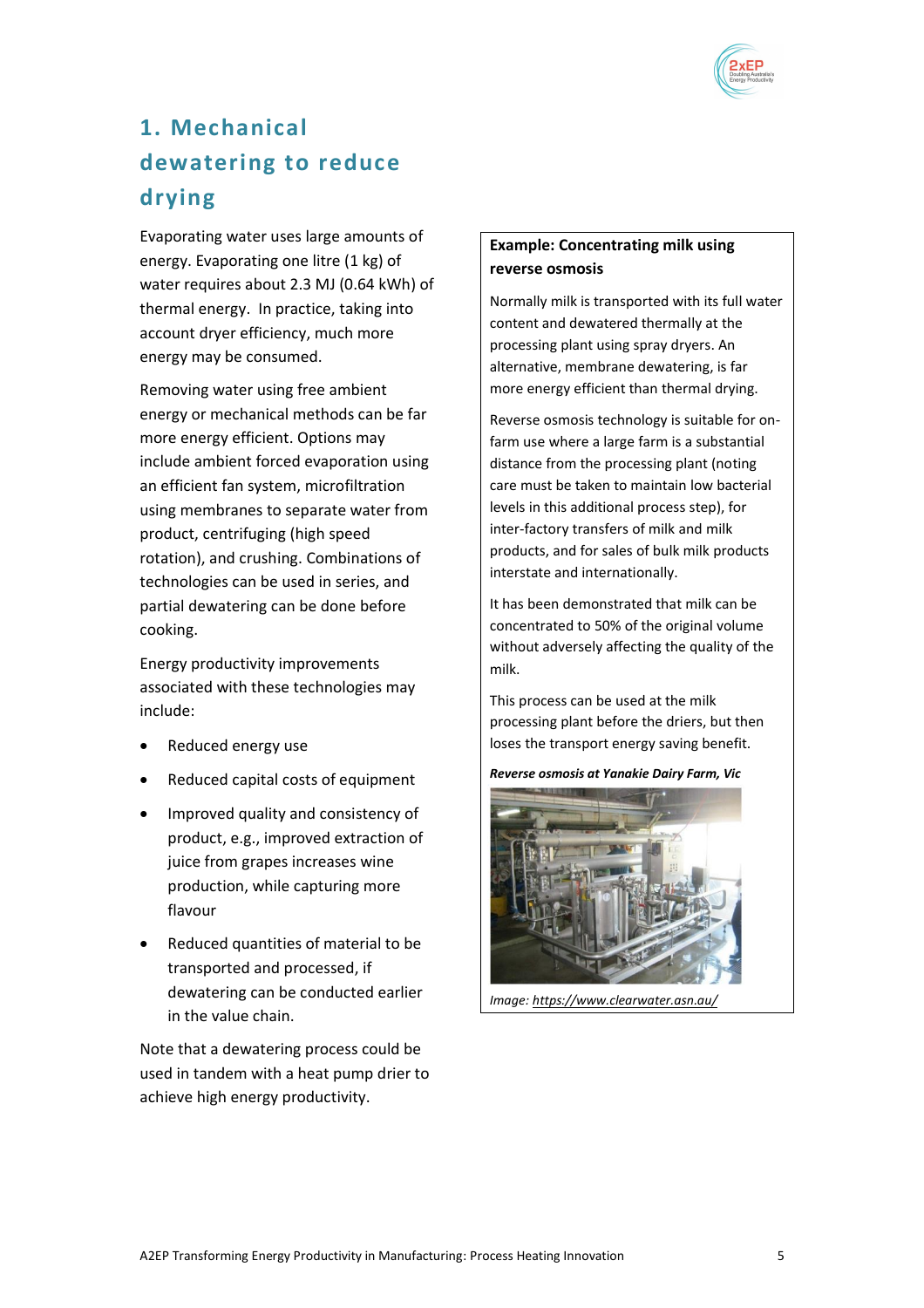# 1. Mechanical dewatering to reduce drying

Evaporating water uses large amounts of energy. Evaporating one litre (1 kg) of water requires about 2.3 MJ (0.64 kWh) of thermal energy. In practice, taking into account dryer efficiency, much more energy may be consumed.

Removing water using free ambient energy or mechanical methods can be far more energy efficient. Options may include ambient forced evaporation using an efficient fan system, microfiltration using membranes to separate water from product, centrifuging (high speed rotation), and crushing. Combinations of technologies can be used in series, and partial dewatering can be done before cooking.

Energy productivity improvements associated with these technologies may include:

- Reduced energy use
- Reduced capital costs of equipment
- Improved quality and consistency of product, e.g., improved extraction of juice from grapes increases wine production, while capturing more flavour
- Reduced quantities of material to be transported and processed, if dewatering can be conducted earlier in the value chain.

Note that a dewatering process could be used in tandem with a heat pump drier to achieve high energy productivity.

**Example: Concentrating milk using reverse osmosis**

Normally milk is transported with its full water content and dewatered thermally at the processing plant using spray dryers. An alternative, membrane dewatering, is far more energy efficient than thermal drying.

Reverse osmosis technology is suitable for on-farm use where a large farm is a substantial distance from the processing plant (noting care must be taken to maintain low bacterial levels in this additional process step), for inter-factory transfers of milk and milk products, and for sales of bulk milk products interstate and internationally.

It has been demonstrated that milk can be concentrated to 50% of the original volume without adversely affecting the quality of the milk.

This process can be used at the milk processing plant before the driers, but then loses the transport energy saving benefit.

***Reverse osmosis at Yanakie Dairy Farm, Vic***

*Image: https://www.clearwater.asn.au/*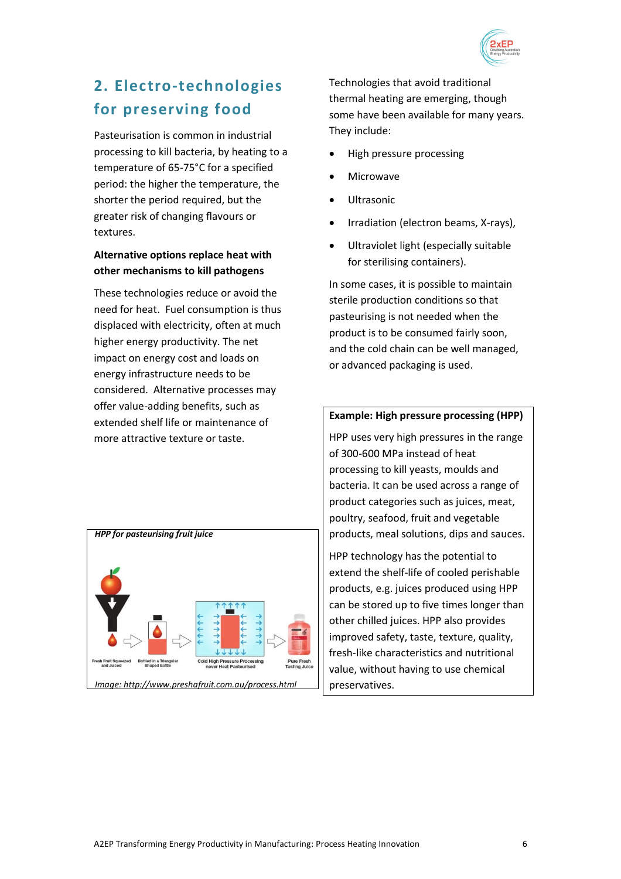## 2. Electro-technologies for preserving food

Pasteurisation is common in industrial processing to kill bacteria, by heating to a temperature of 65-75°C for a specified period: the higher the temperature, the shorter the period required, but the greater risk of changing flavours or textures.

**Alternative options replace heat with other mechanisms to kill pathogens**

These technologies reduce or avoid the need for heat. Fuel consumption is thus displaced with electricity, often at much higher energy productivity. The net impact on energy cost and loads on energy infrastructure needs to be considered. Alternative processes may offer value-adding benefits, such as extended shelf life or maintenance of more attractive texture or taste.

***HPP for pasteurising fruit juice***

Fresh Fruit Squeezed and Juiced → Bottled in a Triangular Shaped Bottle → Cold High Pressure Processing never Heat Pasteurised → Pure Fresh Tasting Juice

*Image: http://www.preshafruit.com.au/process.html*

Technologies that avoid traditional thermal heating are emerging, though some have been available for many years. They include:

- High pressure processing
- Microwave
- Ultrasonic
- Irradiation (electron beams, X-rays),
- Ultraviolet light (especially suitable for sterilising containers).

In some cases, it is possible to maintain sterile production conditions so that pasteurising is not needed when the product is to be consumed fairly soon, and the cold chain can be well managed, or advanced packaging is used.

**Example: High pressure processing (HPP)**

HPP uses very high pressures in the range of 300-600 MPa instead of heat processing to kill yeasts, moulds and bacteria. It can be used across a range of product categories such as juices, meat, poultry, seafood, fruit and vegetable products, meal solutions, dips and sauces.

HPP technology has the potential to extend the shelf-life of cooled perishable products, e.g. juices produced using HPP can be stored up to five times longer than other chilled juices. HPP also provides improved safety, taste, texture, quality, fresh-like characteristics and nutritional value, without having to use chemical preservatives.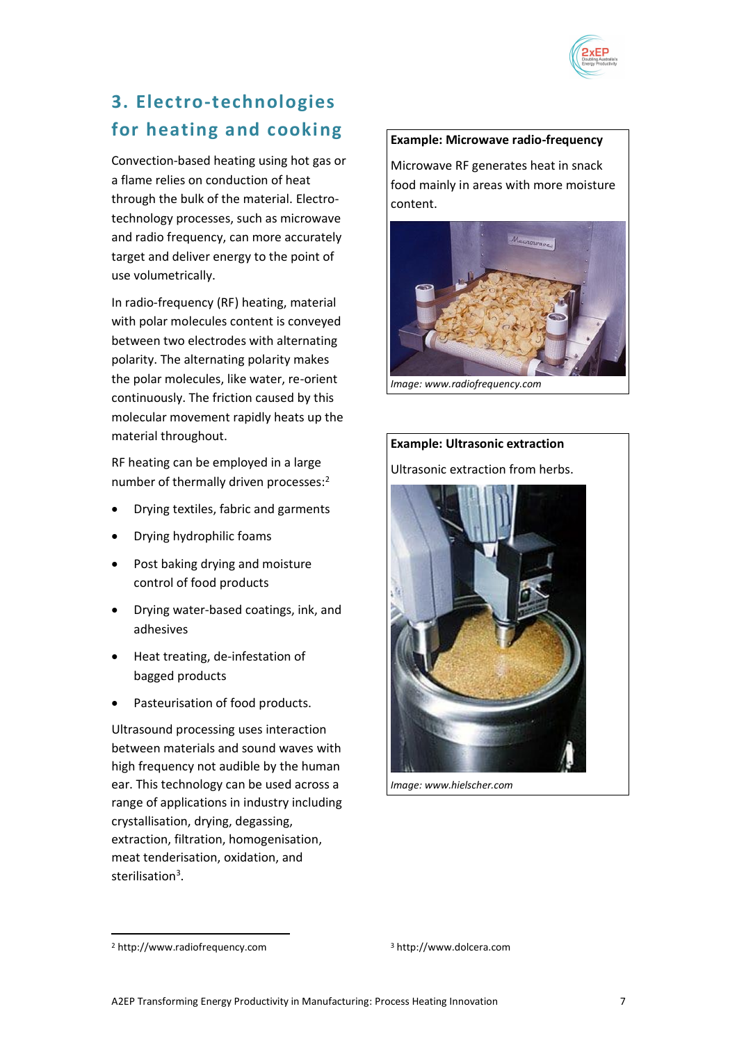# 3. Electro-technologies for heating and cooking

Convection-based heating using hot gas or a flame relies on conduction of heat through the bulk of the material. Electro-technology processes, such as microwave and radio frequency, can more accurately target and deliver energy to the point of use volumetrically.

In radio-frequency (RF) heating, material with polar molecules content is conveyed between two electrodes with alternating polarity. The alternating polarity makes the polar molecules, like water, re-orient continuously. The friction caused by this molecular movement rapidly heats up the material throughout.

RF heating can be employed in a large number of thermally driven processes:[2]

- Drying textiles, fabric and garments
- Drying hydrophilic foams
- Post baking drying and moisture control of food products
- Drying water-based coatings, ink, and adhesives
- Heat treating, de-infestation of bagged products
- Pasteurisation of food products.

Ultrasound processing uses interaction between materials and sound waves with high frequency not audible by the human ear. This technology can be used across a range of applications in industry including crystallisation, drying, degassing, extraction, filtration, homogenisation, meat tenderisation, oxidation, and sterilisation[3].

**Example: Microwave radio-frequency**

Microwave RF generates heat in snack food mainly in areas with more moisture content.

*Image: www.radiofrequency.com*

**Example: Ultrasonic extraction**

Ultrasonic extraction from herbs.

*Image: www.hielscher.com*

---

[2] http://www.radiofrequency.com

[3] http://www.dolcera.com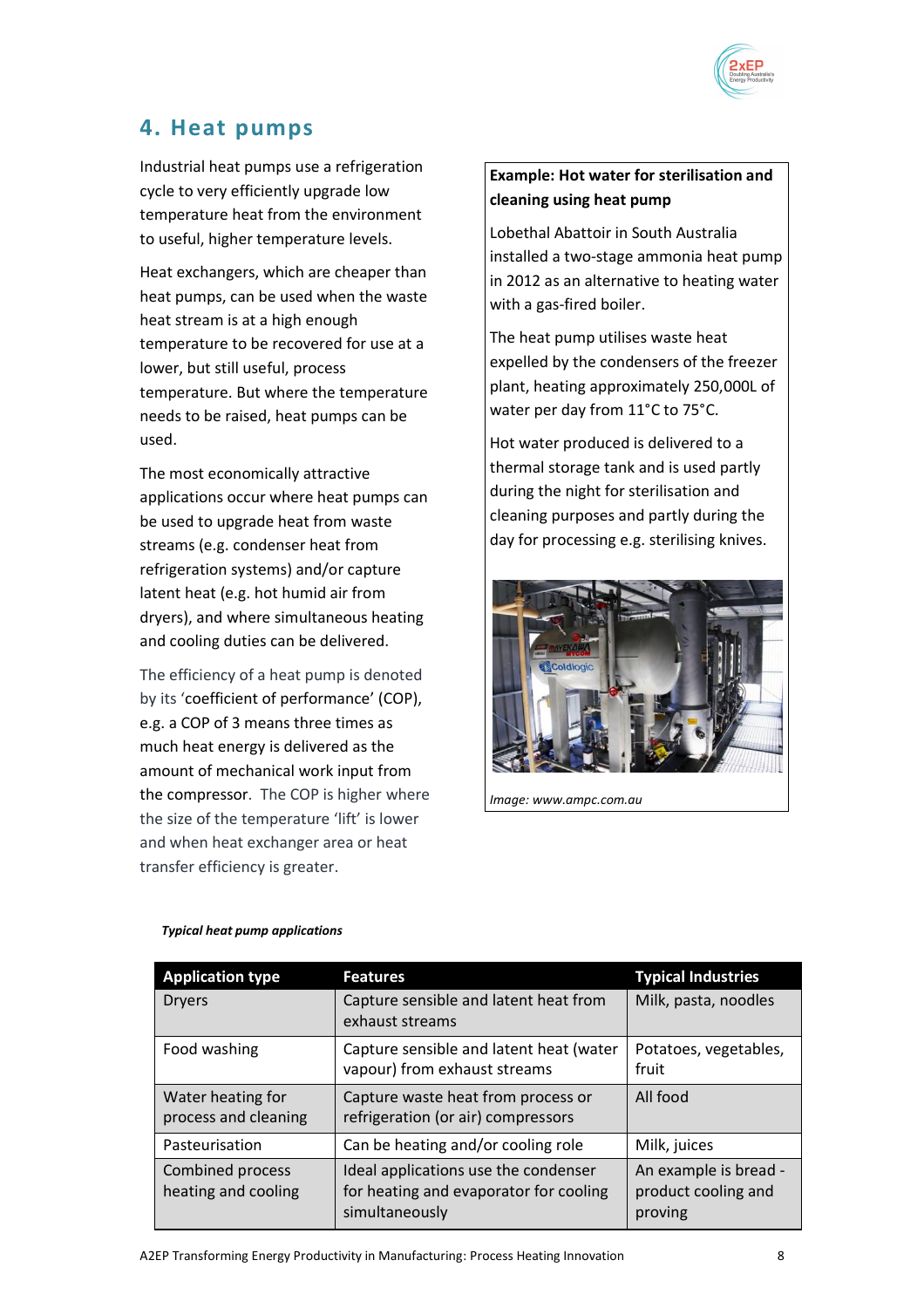## 4. Heat pumps

Industrial heat pumps use a refrigeration cycle to very efficiently upgrade low temperature heat from the environment to useful, higher temperature levels.

Heat exchangers, which are cheaper than heat pumps, can be used when the waste heat stream is at a high enough temperature to be recovered for use at a lower, but still useful, process temperature. But where the temperature needs to be raised, heat pumps can be used.

The most economically attractive applications occur where heat pumps can be used to upgrade heat from waste streams (e.g. condenser heat from refrigeration systems) and/or capture latent heat (e.g. hot humid air from dryers), and where simultaneous heating and cooling duties can be delivered.

The efficiency of a heat pump is denoted by its 'coefficient of performance' (COP), e.g. a COP of 3 means three times as much heat energy is delivered as the amount of mechanical work input from the compressor. The COP is higher where the size of the temperature 'lift' is lower and when heat exchanger area or heat transfer efficiency is greater.

**Example: Hot water for sterilisation and cleaning using heat pump**

Lobethal Abattoir in South Australia installed a two-stage ammonia heat pump in 2012 as an alternative to heating water with a gas-fired boiler.

The heat pump utilises waste heat expelled by the condensers of the freezer plant, heating approximately 250,000L of water per day from 11°C to 75°C.

Hot water produced is delivered to a thermal storage tank and is used partly during the night for sterilisation and cleaning purposes and partly during the day for processing e.g. sterilising knives.

*Image: www.ampc.com.au*

***Typical heat pump applications***

| Application type | Features | Typical Industries |
|---|---|---|
| Dryers | Capture sensible and latent heat from exhaust streams | Milk, pasta, noodles |
| Food washing | Capture sensible and latent heat (water vapour) from exhaust streams | Potatoes, vegetables, fruit |
| Water heating for process and cleaning | Capture waste heat from process or refrigeration (or air) compressors | All food |
| Pasteurisation | Can be heating and/or cooling role | Milk, juices |
| Combined process heating and cooling | Ideal applications use the condenser for heating and evaporator for cooling simultaneously | An example is bread - product cooling and proving |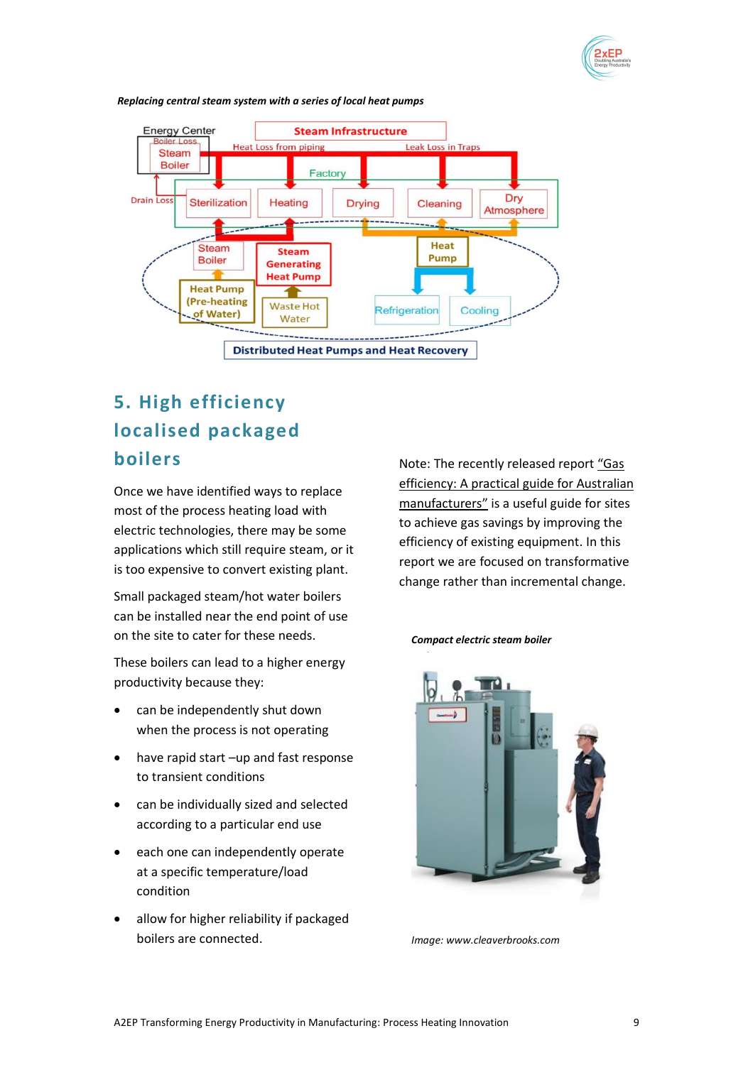*Replacing central steam system with a series of local heat pumps*

## 5. High efficiency localised packaged boilers

Once we have identified ways to replace most of the process heating load with electric technologies, there may be some applications which still require steam, or it is too expensive to convert existing plant.

Small packaged steam/hot water boilers can be installed near the end point of use on the site to cater for these needs.

These boilers can lead to a higher energy productivity because they:

- can be independently shut down when the process is not operating
- have rapid start –up and fast response to transient conditions
- can be individually sized and selected according to a particular end use
- each one can independently operate at a specific temperature/load condition
- allow for higher reliability if packaged boilers are connected.

Note: The recently released report "Gas efficiency: A practical guide for Australian manufacturers" is a useful guide for sites to achieve gas savings by improving the efficiency of existing equipment. In this report we are focused on transformative change rather than incremental change.

*Compact electric steam boiler*

*Image: www.cleaverbrooks.com*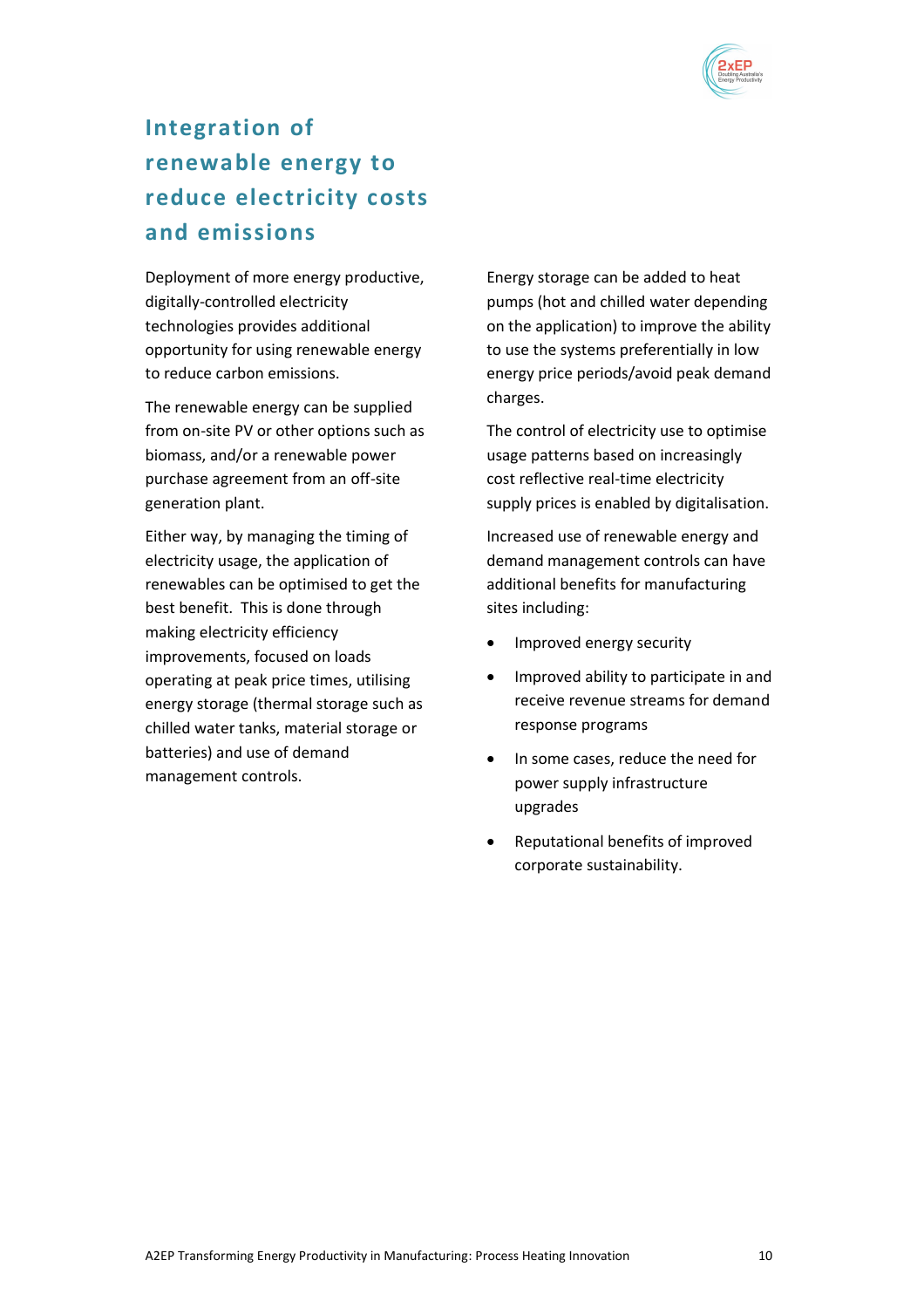## Integration of renewable energy to reduce electricity costs and emissions

Deployment of more energy productive, digitally-controlled electricity technologies provides additional opportunity for using renewable energy to reduce carbon emissions.

The renewable energy can be supplied from on-site PV or other options such as biomass, and/or a renewable power purchase agreement from an off-site generation plant.

Either way, by managing the timing of electricity usage, the application of renewables can be optimised to get the best benefit. This is done through making electricity efficiency improvements, focused on loads operating at peak price times, utilising energy storage (thermal storage such as chilled water tanks, material storage or batteries) and use of demand management controls.

Energy storage can be added to heat pumps (hot and chilled water depending on the application) to improve the ability to use the systems preferentially in low energy price periods/avoid peak demand charges.

The control of electricity use to optimise usage patterns based on increasingly cost reflective real-time electricity supply prices is enabled by digitalisation.

Increased use of renewable energy and demand management controls can have additional benefits for manufacturing sites including:

- Improved energy security
- Improved ability to participate in and receive revenue streams for demand response programs
- In some cases, reduce the need for power supply infrastructure upgrades
- Reputational benefits of improved corporate sustainability.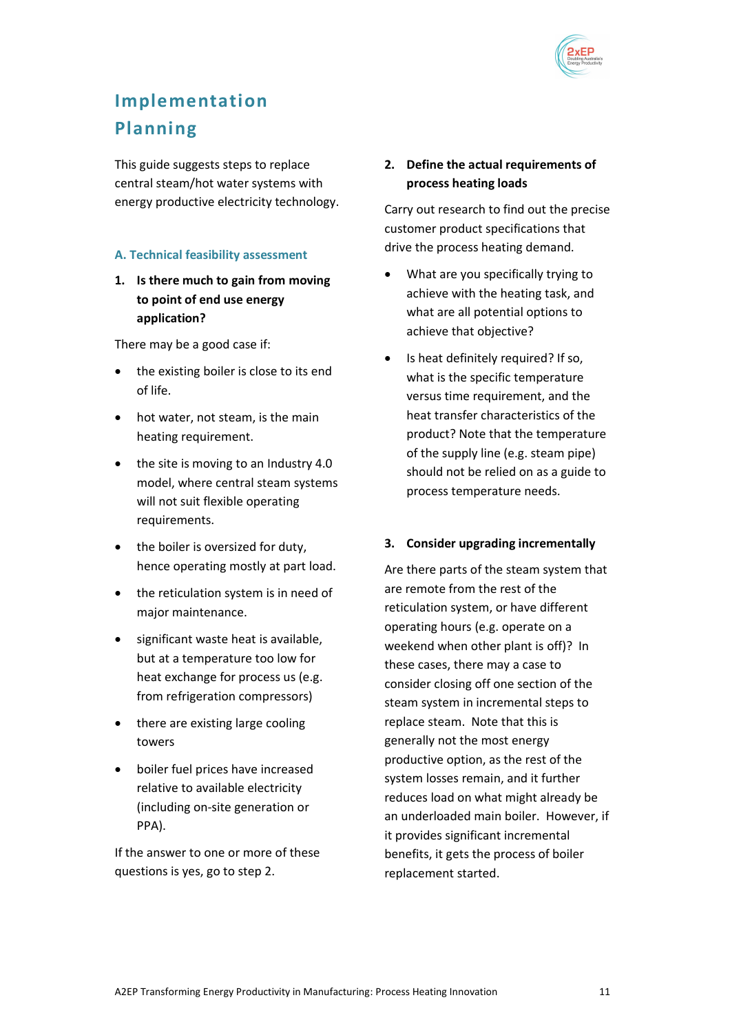# Implementation Planning

This guide suggests steps to replace central steam/hot water systems with energy productive electricity technology.

### A. Technical feasibility assessment

**1. Is there much to gain from moving to point of end use energy application?**

There may be a good case if:

- the existing boiler is close to its end of life.
- hot water, not steam, is the main heating requirement.
- the site is moving to an Industry 4.0 model, where central steam systems will not suit flexible operating requirements.
- the boiler is oversized for duty, hence operating mostly at part load.
- the reticulation system is in need of major maintenance.
- significant waste heat is available, but at a temperature too low for heat exchange for process us (e.g. from refrigeration compressors)
- there are existing large cooling towers
- boiler fuel prices have increased relative to available electricity (including on-site generation or PPA).

If the answer to one or more of these questions is yes, go to step 2.

**2. Define the actual requirements of process heating loads**

Carry out research to find out the precise customer product specifications that drive the process heating demand.

- What are you specifically trying to achieve with the heating task, and what are all potential options to achieve that objective?
- Is heat definitely required? If so, what is the specific temperature versus time requirement, and the heat transfer characteristics of the product? Note that the temperature of the supply line (e.g. steam pipe) should not be relied on as a guide to process temperature needs.

**3. Consider upgrading incrementally**

Are there parts of the steam system that are remote from the rest of the reticulation system, or have different operating hours (e.g. operate on a weekend when other plant is off)? In these cases, there may a case to consider closing off one section of the steam system in incremental steps to replace steam. Note that this is generally not the most energy productive option, as the rest of the system losses remain, and it further reduces load on what might already be an underloaded main boiler. However, if it provides significant incremental benefits, it gets the process of boiler replacement started.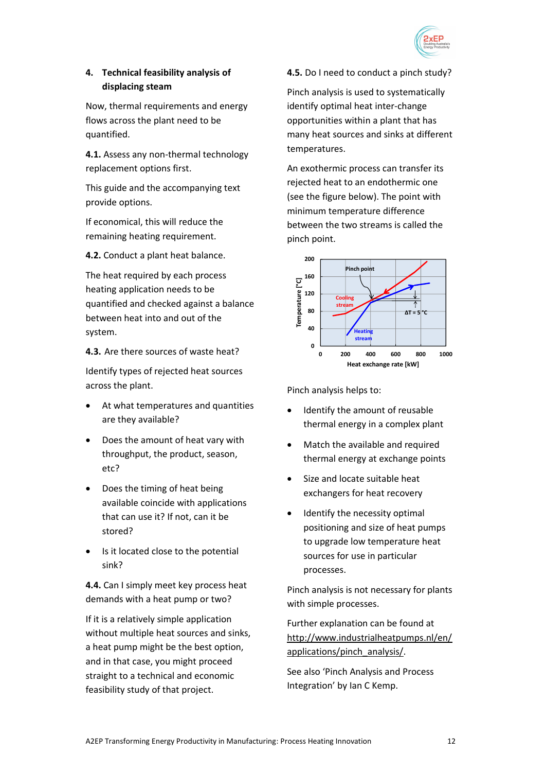## 4. Technical feasibility analysis of displacing steam

Now, thermal requirements and energy flows across the plant need to be quantified.

**4.1.** Assess any non-thermal technology replacement options first.

This guide and the accompanying text provide options.

If economical, this will reduce the remaining heating requirement.

**4.2.** Conduct a plant heat balance.

The heat required by each process heating application needs to be quantified and checked against a balance between heat into and out of the system.

**4.3.** Are there sources of waste heat?

Identify types of rejected heat sources across the plant.

- At what temperatures and quantities are they available?
- Does the amount of heat vary with throughput, the product, season, etc?
- Does the timing of heat being available coincide with applications that can use it? If not, can it be stored?
- Is it located close to the potential sink?

**4.4.** Can I simply meet key process heat demands with a heat pump or two?

If it is a relatively simple application without multiple heat sources and sinks, a heat pump might be the best option, and in that case, you might proceed straight to a technical and economic feasibility study of that project.

**4.5.** Do I need to conduct a pinch study?

Pinch analysis is used to systematically identify optimal heat inter-change opportunities within a plant that has many heat sources and sinks at different temperatures.

An exothermic process can transfer its rejected heat to an endothermic one (see the figure below). The point with minimum temperature difference between the two streams is called the pinch point.

Pinch analysis helps to:

- Identify the amount of reusable thermal energy in a complex plant
- Match the available and required thermal energy at exchange points
- Size and locate suitable heat exchangers for heat recovery
- Identify the necessity optimal positioning and size of heat pumps to upgrade low temperature heat sources for use in particular processes.

Pinch analysis is not necessary for plants with simple processes.

Further explanation can be found at http://www.industrialheatpumps.nl/en/applications/pinch_analysis/.

See also 'Pinch Analysis and Process Integration' by Ian C Kemp.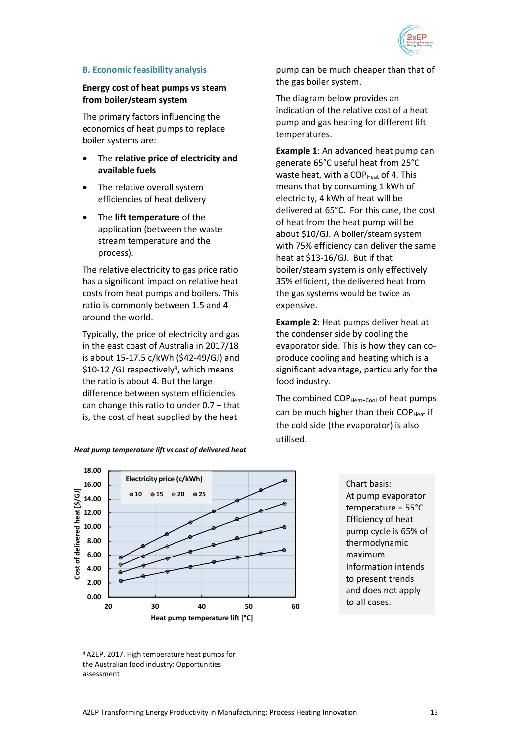## B. Economic feasibility analysis

**Energy cost of heat pumps vs steam from boiler/steam system**

The primary factors influencing the economics of heat pumps to replace boiler systems are:

- The **relative price of electricity and available fuels**
- The relative overall system efficiencies of heat delivery
- The **lift temperature** of the application (between the waste stream temperature and the process).

The relative electricity to gas price ratio has a significant impact on relative heat costs from heat pumps and boilers. This ratio is commonly between 1.5 and 4 around the world.

Typically, the price of electricity and gas in the east coast of Australia in 2017/18 is about 15-17.5 c/kWh ($42-49/GJ) and $10-12 /GJ respectively[4], which means the ratio is about 4. But the large difference between system efficiencies can change this ratio to under 0.7 – that is, the cost of heat supplied by the heat pump can be much cheaper than that of the gas boiler system.

The diagram below provides an indication of the relative cost of a heat pump and gas heating for different lift temperatures.

**Example 1**: An advanced heat pump can generate 65°C useful heat from 25°C waste heat, with a $COP_{Heat}$ of 4. This means that by consuming 1 kWh of electricity, 4 kWh of heat will be delivered at 65°C. For this case, the cost of heat from the heat pump will be about $10/GJ. A boiler/steam system with 75% efficiency can deliver the same heat at $13-16/GJ. But if that boiler/steam system is only effectively 35% efficient, the delivered heat from the gas systems would be twice as expensive.

**Example 2**: Heat pumps deliver heat at the condenser side by cooling the evaporator side. This is how they can co-produce cooling and heating which is a significant advantage, particularly for the food industry.

The combined $COP_{Heat+Cool}$ of heat pumps can be much higher than their $COP_{Heat}$ if the cold side (the evaporator) is also utilised.

*Heat pump temperature lift vs cost of delivered heat*

Chart basis:
At pump evaporator temperature = 55°C
Efficiency of heat pump cycle is 65% of thermodynamic maximum
Information intends to present trends and does not apply to all cases.

---

[4] A2EP, 2017. High temperature heat pumps for the Australian food industry: Opportunities assessment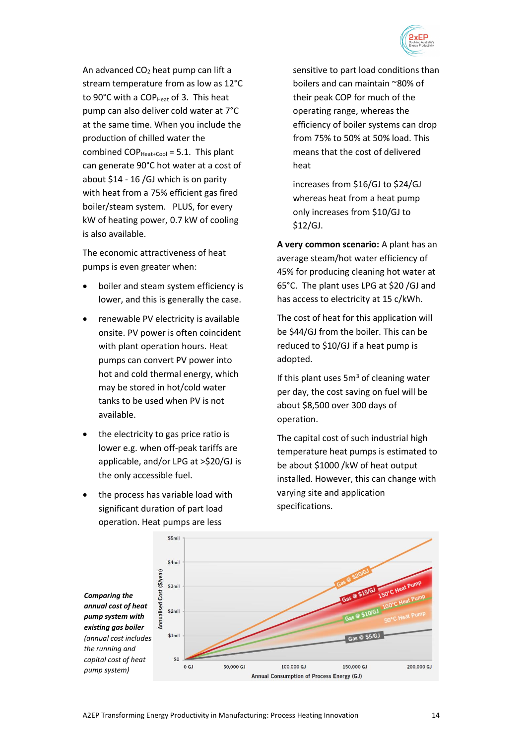An advanced $CO_2$ heat pump can lift a stream temperature from as low as 12°C to 90°C with a $COP_{Heat}$ of 3. This heat pump can also deliver cold water at 7°C at the same time. When you include the production of chilled water the combined $COP_{Heat+Cool}$ = 5.1. This plant can generate 90°C hot water at a cost of about $14 - 16 /GJ which is on parity with heat from a 75% efficient gas fired boiler/steam system. PLUS, for every kW of heating power, 0.7 kW of cooling is also available.

The economic attractiveness of heat pumps is even greater when:

- boiler and steam system efficiency is lower, and this is generally the case.
- renewable PV electricity is available onsite. PV power is often coincident with plant operation hours. Heat pumps can convert PV power into hot and cold thermal energy, which may be stored in hot/cold water tanks to be used when PV is not available.
- the electricity to gas price ratio is lower e.g. when off-peak tariffs are applicable, and/or LPG at >$20/GJ is the only accessible fuel.
- the process has variable load with significant duration of part load operation. Heat pumps are less sensitive to part load conditions than boilers and can maintain ~80% of their peak COP for much of the operating range, whereas the efficiency of boiler systems can drop from 75% to 50% at 50% load. This means that the cost of delivered heat

  increases from $16/GJ to $24/GJ whereas heat from a heat pump only increases from $10/GJ to $12/GJ.

**A very common scenario:** A plant has an average steam/hot water efficiency of 45% for producing cleaning hot water at 65°C. The plant uses LPG at $20 /GJ and has access to electricity at 15 c/kWh.

The cost of heat for this application will be $44/GJ from the boiler. This can be reduced to $10/GJ if a heat pump is adopted.

If this plant uses 5m$^3$ of cleaning water per day, the cost saving on fuel will be about $8,500 over 300 days of operation.

The capital cost of such industrial high temperature heat pumps is estimated to be about $1000 /kW of heat output installed. However, this can change with varying site and application specifications.

***Comparing the annual cost of heat pump system with existing gas boiler*** *(annual cost includes the running and capital cost of heat pump system)*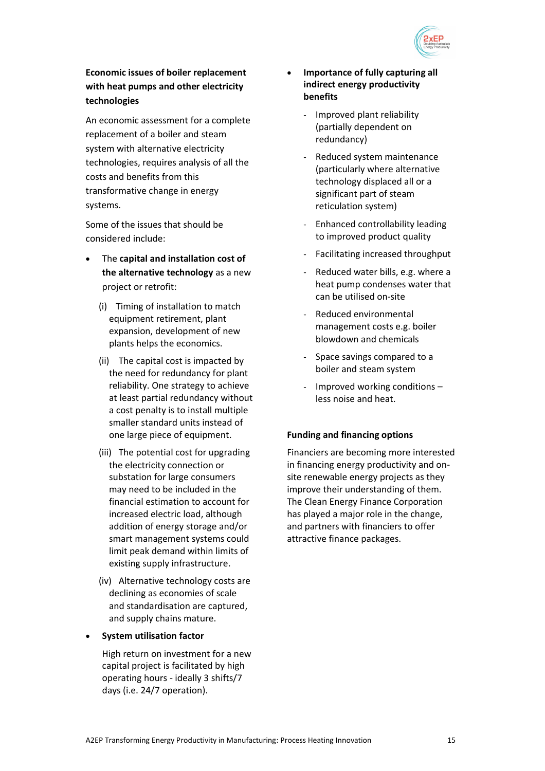### Economic issues of boiler replacement with heat pumps and other electricity technologies

An economic assessment for a complete replacement of a boiler and steam system with alternative electricity technologies, requires analysis of all the costs and benefits from this transformative change in energy systems.

Some of the issues that should be considered include:

- The **capital and installation cost of the alternative technology** as a new project or retrofit:
  - (i) Timing of installation to match equipment retirement, plant expansion, development of new plants helps the economics.
  - (ii) The capital cost is impacted by the need for redundancy for plant reliability. One strategy to achieve at least partial redundancy without a cost penalty is to install multiple smaller standard units instead of one large piece of equipment.
  - (iii) The potential cost for upgrading the electricity connection or substation for large consumers may need to be included in the financial estimation to account for increased electric load, although addition of energy storage and/or smart management systems could limit peak demand within limits of existing supply infrastructure.
  - (iv) Alternative technology costs are declining as economies of scale and standardisation are captured, and supply chains mature.
- **System utilisation factor**

  High return on investment for a new capital project is facilitated by high operating hours - ideally 3 shifts/7 days (i.e. 24/7 operation).
- **Importance of fully capturing all indirect energy productivity benefits**
  - Improved plant reliability (partially dependent on redundancy)
  - Reduced system maintenance (particularly where alternative technology displaced all or a significant part of steam reticulation system)
  - Enhanced controllability leading to improved product quality
  - Facilitating increased throughput
  - Reduced water bills, e.g. where a heat pump condenses water that can be utilised on-site
  - Reduced environmental management costs e.g. boiler blowdown and chemicals
  - Space savings compared to a boiler and steam system
  - Improved working conditions – less noise and heat.

### Funding and financing options

Financiers are becoming more interested in financing energy productivity and on-site renewable energy projects as they improve their understanding of them. The Clean Energy Finance Corporation has played a major role in the change, and partners with financiers to offer attractive finance packages.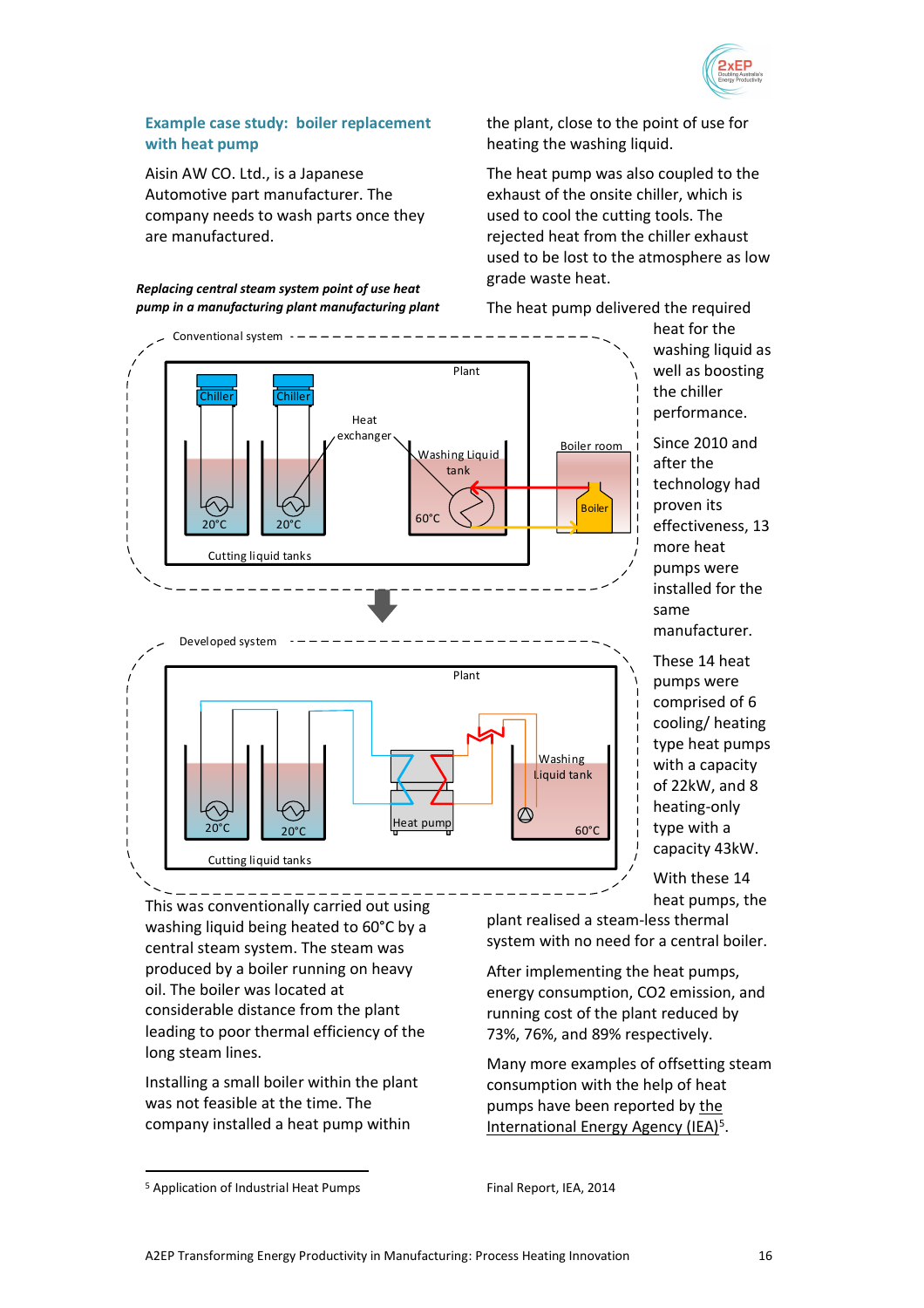### Example case study: boiler replacement with heat pump

Aisin AW CO. Ltd., is a Japanese Automotive part manufacturer. The company needs to wash parts once they are manufactured.

***Replacing central steam system point of use heat pump in a manufacturing plant manufacturing plant***

This was conventionally carried out using washing liquid being heated to 60°C by a central steam system. The steam was produced by a boiler running on heavy oil. The boiler was located at considerable distance from the plant leading to poor thermal efficiency of the long steam lines.

Installing a small boiler within the plant was not feasible at the time. The company installed a heat pump within the plant, close to the point of use for heating the washing liquid.

The heat pump was also coupled to the exhaust of the onsite chiller, which is used to cool the cutting tools. The rejected heat from the chiller exhaust used to be lost to the atmosphere as low grade waste heat.

The heat pump delivered the required heat for the washing liquid as well as boosting the chiller performance.

Since 2010 and after the technology had proven its effectiveness, 13 more heat pumps were installed for the same manufacturer.

These 14 heat pumps were comprised of 6 cooling/ heating type heat pumps with a capacity of 22kW, and 8 heating-only type with a capacity 43kW.

With these 14 heat pumps, the plant realised a steam-less thermal system with no need for a central boiler.

After implementing the heat pumps, energy consumption, CO2 emission, and running cost of the plant reduced by 73%, 76%, and 89% respectively.

Many more examples of offsetting steam consumption with the help of heat pumps have been reported by the International Energy Agency (IEA)[5].

---

[5] Application of Industrial Heat Pumps Final Report, IEA, 2014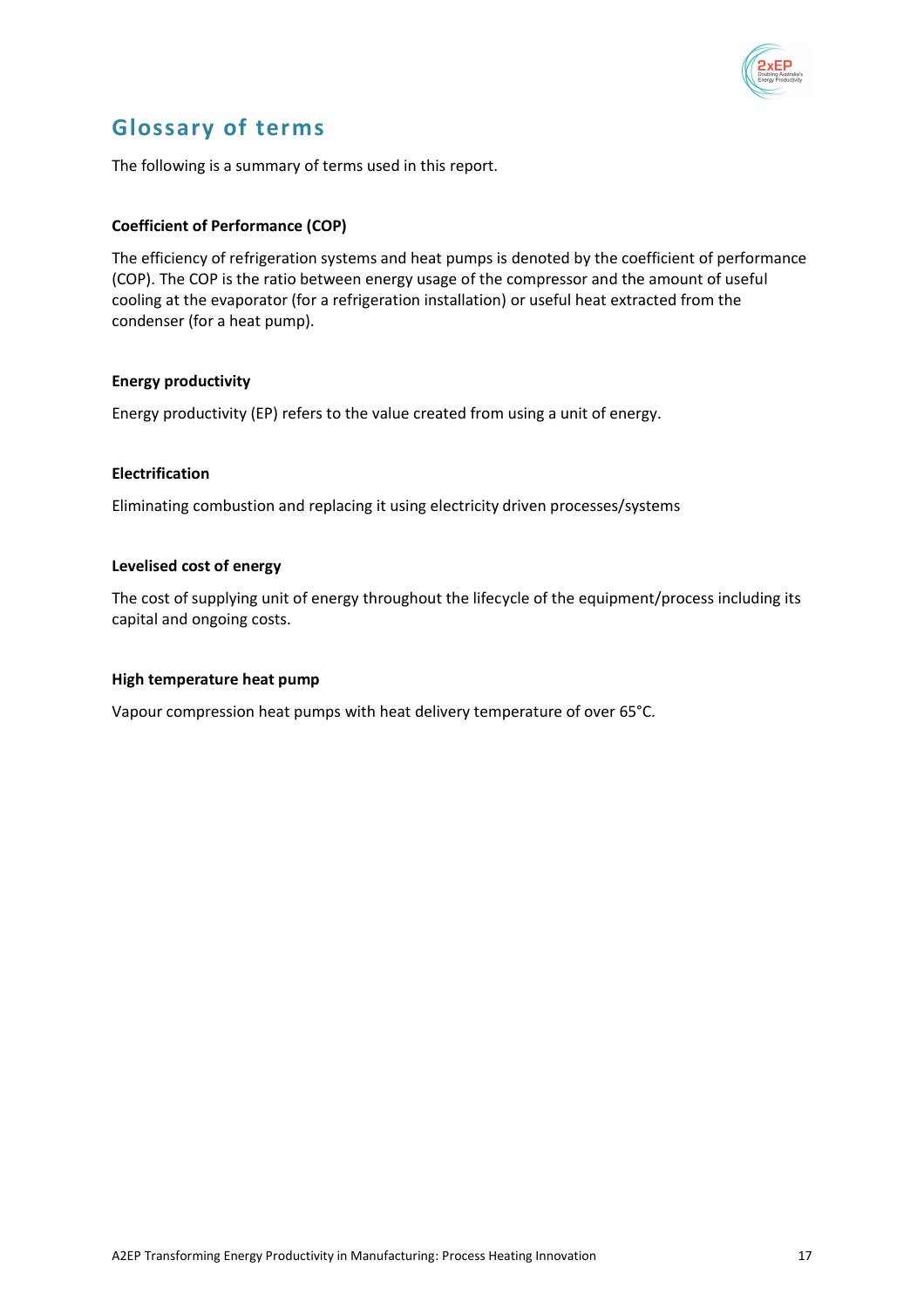## Glossary of terms

The following is a summary of terms used in this report.

**Coefficient of Performance (COP)**

The efficiency of refrigeration systems and heat pumps is denoted by the coefficient of performance (COP). The COP is the ratio between energy usage of the compressor and the amount of useful cooling at the evaporator (for a refrigeration installation) or useful heat extracted from the condenser (for a heat pump).

**Energy productivity**

Energy productivity (EP) refers to the value created from using a unit of energy.

**Electrification**

Eliminating combustion and replacing it using electricity driven processes/systems

**Levelised cost of energy**

The cost of supplying unit of energy throughout the lifecycle of the equipment/process including its capital and ongoing costs.

**High temperature heat pump**

Vapour compression heat pumps with heat delivery temperature of over 65°C.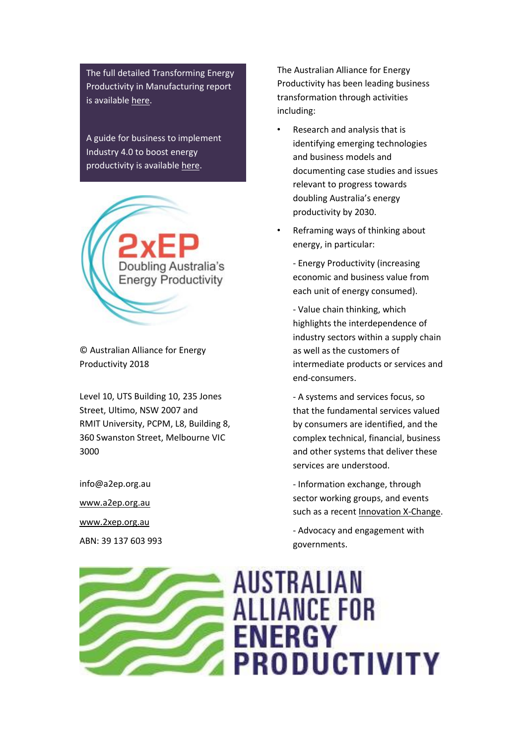The full detailed Transforming Energy Productivity in Manufacturing report is available here.

A guide for business to implement Industry 4.0 to boost energy productivity is available here.

2xEP Doubling Australia's Energy Productivity

© Australian Alliance for Energy Productivity 2018

Level 10, UTS Building 10, 235 Jones Street, Ultimo, NSW 2007 and RMIT University, PCPM, L8, Building 8, 360 Swanston Street, Melbourne VIC 3000

info@a2ep.org.au

www.a2ep.org.au

www.2xep.org.au

ABN: 39 137 603 993

The Australian Alliance for Energy Productivity has been leading business transformation through activities including:

- Research and analysis that is identifying emerging technologies and business models and documenting case studies and issues relevant to progress towards doubling Australia's energy productivity by 2030.
- Reframing ways of thinking about energy, in particular:

  - Energy Productivity (increasing economic and business value from each unit of energy consumed).

  - Value chain thinking, which highlights the interdependence of industry sectors within a supply chain as well as the customers of intermediate products or services and end-consumers.

  - A systems and services focus, so that the fundamental services valued by consumers are identified, and the complex technical, financial, business and other systems that deliver these services are understood.

  - Information exchange, through sector working groups, and events such as a recent Innovation X-Change.

  - Advocacy and engagement with governments.

AUSTRALIAN ALLIANCE FOR ENERGY PRODUCTIVITY